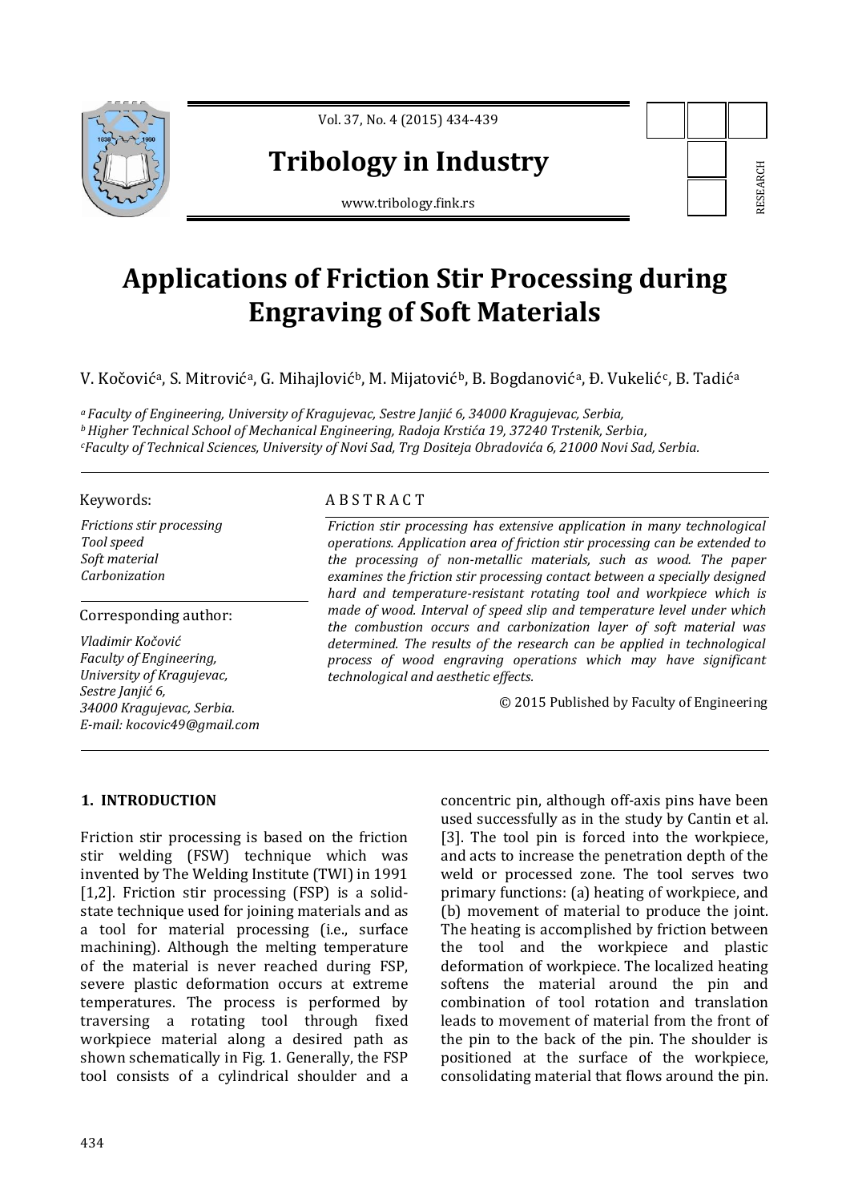# Applications of Friction Stir Processing during Engraving of Soft Materials

V. Kočović[a], S. Mitrović[a], G. Mihajlović[b], M. Mijatović[b], B. Bogdanović[a], Đ. Vukelić[c], B. Tadić[a]

[a] *Faculty of Engineering, University of Kragujevac, Sestre Janjić 6, 34000 Kragujevac, Serbia,*
[b] *Higher Technical School of Mechanical Engineering, Radoja Krstića 19, 37240 Trstenik, Serbia,*
[c] *Faculty of Technical Sciences, University of Novi Sad, Trg Dositeja Obradovića 6, 21000 Novi Sad, Serbia.*

Keywords:

*Frictions stir processing*
*Tool speed*
*Soft material*
*Carbonization*

Corresponding author:

*Vladimir Kočović*
*Faculty of Engineering,*
*University of Kragujevac,*
*Sestre Janjić 6,*
*34000 Kragujevac, Serbia.*
*E-mail: kocovic49@gmail.com*

## ABSTRACT

*Friction stir processing has extensive application in many technological operations. Application area of friction stir processing can be extended to the processing of non-metallic materials, such as wood. The paper examines the friction stir processing contact between a specially designed hard and temperature-resistant rotating tool and workpiece which is made of wood. Interval of speed slip and temperature level under which the combustion occurs and carbonization layer of soft material was determined. The results of the research can be applied in technological process of wood engraving operations which may have significant technological and aesthetic effects.*

© 2015 Published by Faculty of Engineering

## 1. INTRODUCTION

Friction stir processing is based on the friction stir welding (FSW) technique which was invented by The Welding Institute (TWI) in 1991 [1,2]. Friction stir processing (FSP) is a solid-state technique used for joining materials and as a tool for material processing (i.e., surface machining). Although the melting temperature of the material is never reached during FSP, severe plastic deformation occurs at extreme temperatures. The process is performed by traversing a rotating tool through fixed workpiece material along a desired path as shown schematically in Fig. 1. Generally, the FSP tool consists of a cylindrical shoulder and a concentric pin, although off-axis pins have been used successfully as in the study by Cantin et al. [3]. The tool pin is forced into the workpiece, and acts to increase the penetration depth of the weld or processed zone. The tool serves two primary functions: (a) heating of workpiece, and (b) movement of material to produce the joint. The heating is accomplished by friction between the tool and the workpiece and plastic deformation of workpiece. The localized heating softens the material around the pin and combination of tool rotation and translation leads to movement of material from the front of the pin to the back of the pin. The shoulder is positioned at the surface of the workpiece, consolidating material that flows around the pin.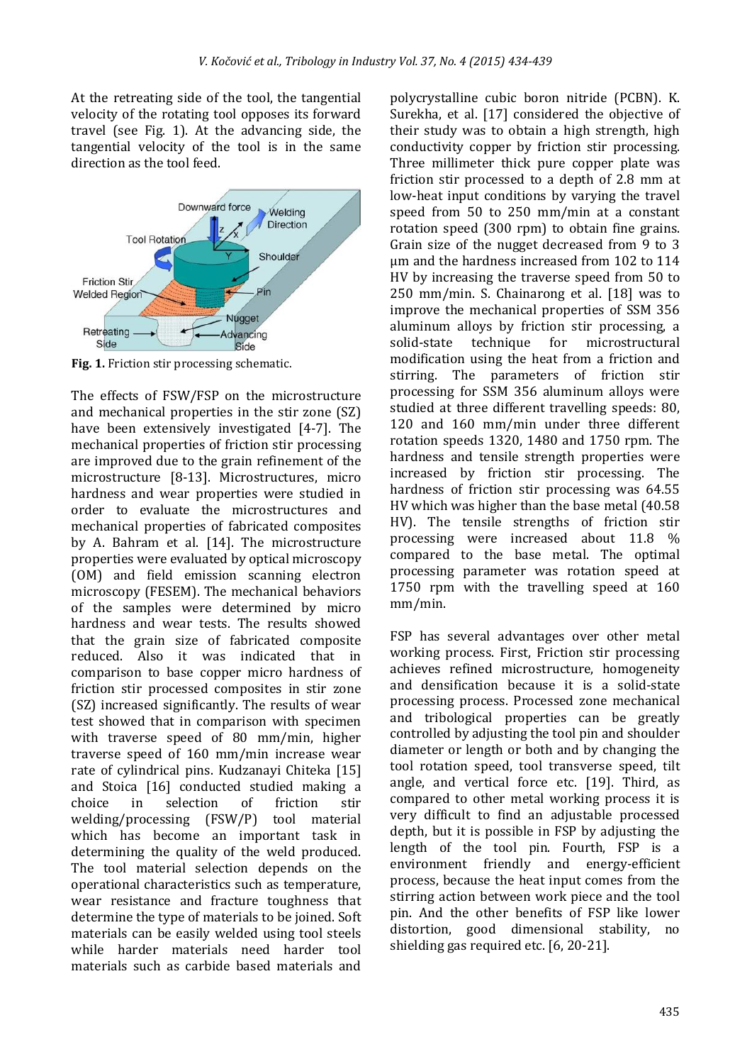At the retreating side of the tool, the tangential velocity of the rotating tool opposes its forward travel (see Fig. 1). At the advancing side, the tangential velocity of the tool is in the same direction as the tool feed.

**Fig. 1.** Friction stir processing schematic.

The effects of FSW/FSP on the microstructure and mechanical properties in the stir zone (SZ) have been extensively investigated [4-7]. The mechanical properties of friction stir processing are improved due to the grain refinement of the microstructure [8-13]. Microstructures, micro hardness and wear properties were studied in order to evaluate the microstructures and mechanical properties of fabricated composites by A. Bahram et al. [14]. The microstructure properties were evaluated by optical microscopy (OM) and field emission scanning electron microscopy (FESEM). The mechanical behaviors of the samples were determined by micro hardness and wear tests. The results showed that the grain size of fabricated composite reduced. Also it was indicated that in comparison to base copper micro hardness of friction stir processed composites in stir zone (SZ) increased significantly. The results of wear test showed that in comparison with specimen with traverse speed of 80 mm/min, higher traverse speed of 160 mm/min increase wear rate of cylindrical pins. Kudzanayi Chiteka [15] and Stoica [16] conducted studied making a choice in selection of friction stir welding/processing (FSW/P) tool material which has become an important task in determining the quality of the weld produced. The tool material selection depends on the operational characteristics such as temperature, wear resistance and fracture toughness that determine the type of materials to be joined. Soft materials can be easily welded using tool steels while harder materials need harder tool materials such as carbide based materials and polycrystalline cubic boron nitride (PCBN). K. Surekha, et al. [17] considered the objective of their study was to obtain a high strength, high conductivity copper by friction stir processing. Three millimeter thick pure copper plate was friction stir processed to a depth of 2.8 mm at low-heat input conditions by varying the travel speed from 50 to 250 mm/min at a constant rotation speed (300 rpm) to obtain fine grains. Grain size of the nugget decreased from 9 to 3 µm and the hardness increased from 102 to 114 HV by increasing the traverse speed from 50 to 250 mm/min. S. Chainarong et al. [18] was to improve the mechanical properties of SSM 356 aluminum alloys by friction stir processing, a solid-state technique for microstructural modification using the heat from a friction and stirring. The parameters of friction stir processing for SSM 356 aluminum alloys were studied at three different travelling speeds: 80, 120 and 160 mm/min under three different rotation speeds 1320, 1480 and 1750 rpm. The hardness and tensile strength properties were increased by friction stir processing. The hardness of friction stir processing was 64.55 HV which was higher than the base metal (40.58 HV). The tensile strengths of friction stir processing were increased about 11.8 % compared to the base metal. The optimal processing parameter was rotation speed at 1750 rpm with the travelling speed at 160 mm/min.

FSP has several advantages over other metal working process. First, Friction stir processing achieves refined microstructure, homogeneity and densification because it is a solid-state processing process. Processed zone mechanical and tribological properties can be greatly controlled by adjusting the tool pin and shoulder diameter or length or both and by changing the tool rotation speed, tool transverse speed, tilt angle, and vertical force etc. [19]. Third, as compared to other metal working process it is very difficult to find an adjustable processed depth, but it is possible in FSP by adjusting the length of the tool pin. Fourth, FSP is a environment friendly and energy-efficient process, because the heat input comes from the stirring action between work piece and the tool pin. And the other benefits of FSP like lower distortion, good dimensional stability, no shielding gas required etc. [6, 20-21].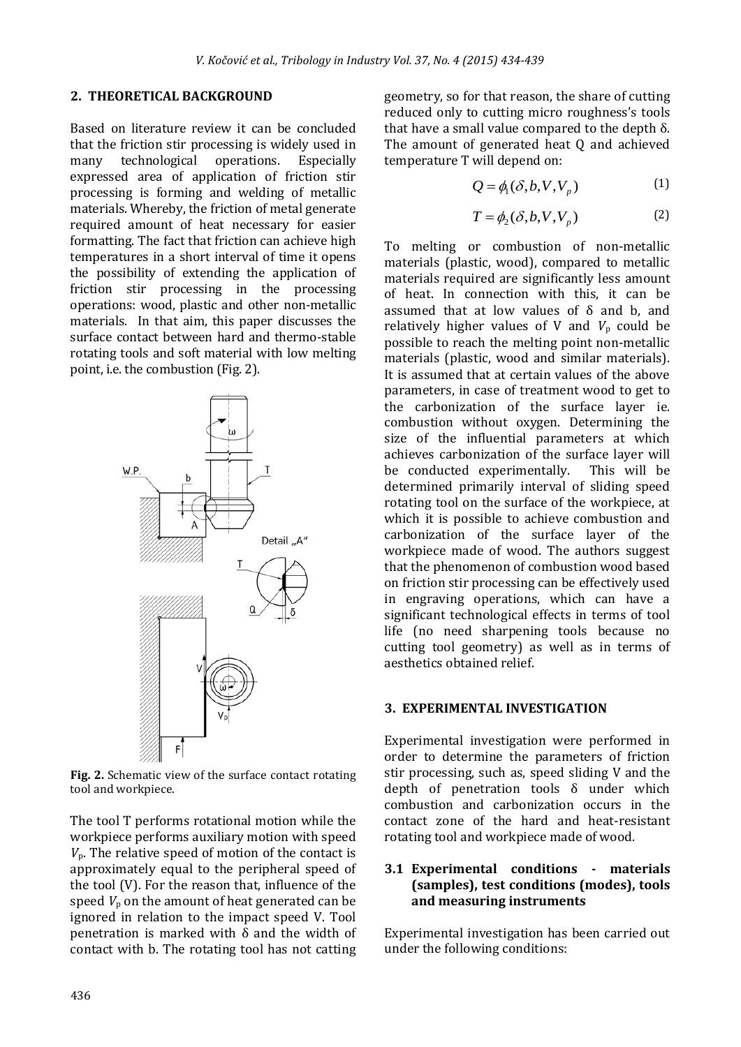## 2. THEORETICAL BACKGROUND

Based on literature review it can be concluded that the friction stir processing is widely used in many technological operations. Especially expressed area of application of friction stir processing is forming and welding of metallic materials. Whereby, the friction of metal generate required amount of heat necessary for easier formatting. The fact that friction can achieve high temperatures in a short interval of time it opens the possibility of extending the application of friction stir processing in the processing operations: wood, plastic and other non-metallic materials. In that aim, this paper discusses the surface contact between hard and thermo-stable rotating tools and soft material with low melting point, i.e. the combustion (Fig. 2).

**Fig. 2.** Schematic view of the surface contact rotating tool and workpiece.

The tool T performs rotational motion while the workpiece performs auxiliary motion with speed $V_p$. The relative speed of motion of the contact is approximately equal to the peripheral speed of the tool (V). For the reason that, influence of the speed $V_p$ on the amount of heat generated can be ignored in relation to the impact speed V. Tool penetration is marked with δ and the width of contact with b. The rotating tool has not catting geometry, so for that reason, the share of cutting reduced only to cutting micro roughness's tools that have a small value compared to the depth δ. The amount of generated heat Q and achieved temperature T will depend on:

$$Q = \phi_1(\delta, b, V, V_p) \tag{1}$$

$$T = \phi_2(\delta, b, V, V_p) \tag{2}$$

To melting or combustion of non-metallic materials (plastic, wood), compared to metallic materials required are significantly less amount of heat. In connection with this, it can be assumed that at low values of δ and b, and relatively higher values of V and $V_p$ could be possible to reach the melting point non-metallic materials (plastic, wood and similar materials). It is assumed that at certain values of the above parameters, in case of treatment wood to get to the carbonization of the surface layer ie. combustion without oxygen. Determining the size of the influential parameters at which achieves carbonization of the surface layer will be conducted experimentally. This will be determined primarily interval of sliding speed rotating tool on the surface of the workpiece, at which it is possible to achieve combustion and carbonization of the surface layer of the workpiece made of wood. The authors suggest that the phenomenon of combustion wood based on friction stir processing can be effectively used in engraving operations, which can have a significant technological effects in terms of tool life (no need sharpening tools because no cutting tool geometry) as well as in terms of aesthetics obtained relief.

## 3. EXPERIMENTAL INVESTIGATION

Experimental investigation were performed in order to determine the parameters of friction stir processing, such as, speed sliding V and the depth of penetration tools δ under which combustion and carbonization occurs in the contact zone of the hard and heat-resistant rotating tool and workpiece made of wood.

### 3.1 Experimental conditions - materials (samples), test conditions (modes), tools and measuring instruments

Experimental investigation has been carried out under the following conditions: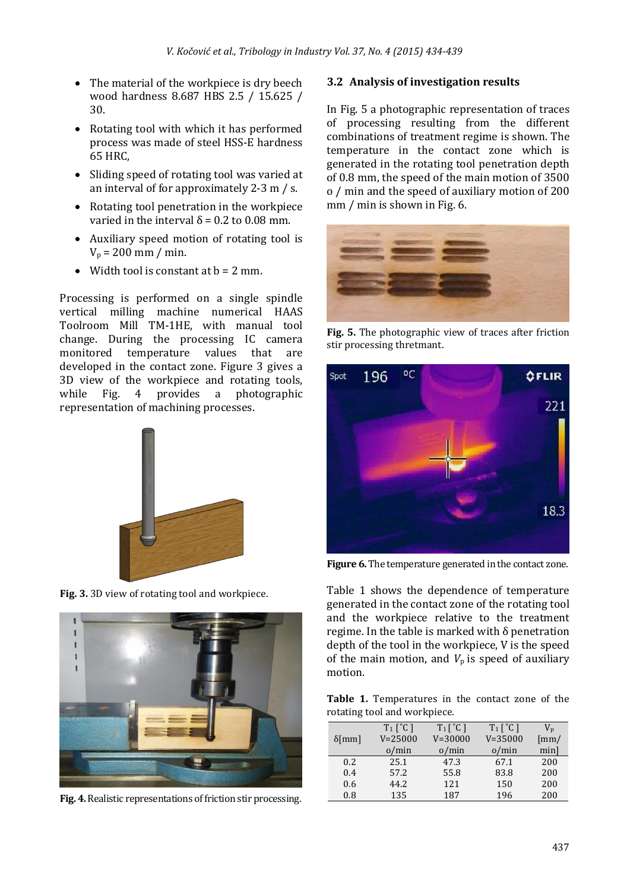- The material of the workpiece is dry beech wood hardness 8.687 HBS 2.5 / 15.625 / 30.
- Rotating tool with which it has performed process was made of steel HSS-E hardness 65 HRC,
- Sliding speed of rotating tool was varied at an interval of for approximately 2-3 m / s.
- Rotating tool penetration in the workpiece varied in the interval δ = 0.2 to 0.08 mm.
- Auxiliary speed motion of rotating tool is $V_p$ = 200 mm / min.
- Width tool is constant at b = 2 mm.

Processing is performed on a single spindle vertical milling machine numerical HAAS Toolroom Mill TM-1HE, with manual tool change. During the processing IC camera monitored temperature values that are developed in the contact zone. Figure 3 gives a 3D view of the workpiece and rotating tools, while Fig. 4 provides a photographic representation of machining processes.

**Fig. 3.** 3D view of rotating tool and workpiece.

**Fig. 4.** Realistic representations of friction stir processing.

### 3.2 Analysis of investigation results

In Fig. 5 a photographic representation of traces of processing resulting from the different combinations of treatment regime is shown. The temperature in the contact zone which is generated in the rotating tool penetration depth of 0.8 mm, the speed of the main motion of 3500 o / min and the speed of auxiliary motion of 200 mm / min is shown in Fig. 6.

**Fig. 5.** The photographic view of traces after friction stir processing thretmant.

**Figure 6.** The temperature generated in the contact zone.

Table 1 shows the dependence of temperature generated in the contact zone of the rotating tool and the workpiece relative to the treatment regime. In the table is marked with δ penetration depth of the tool in the workpiece, V is the speed of the main motion, and $V_p$ is speed of auxiliary motion.

**Table 1.** Temperatures in the contact zone of the rotating tool and workpiece.

| δ[mm] | $T_1$ [°C] V=25000 o/min | $T_1$ [°C] V=30000 o/min | $T_1$ [°C] V=35000 o/min | $V_p$ [mm/min] |
|---|---|---|---|---|
| 0.2 | 25.1 | 47.3 | 67.1 | 200 |
| 0.4 | 57.2 | 55.8 | 83.8 | 200 |
| 0.6 | 44.2 | 121 | 150 | 200 |
| 0.8 | 135 | 187 | 196 | 200 |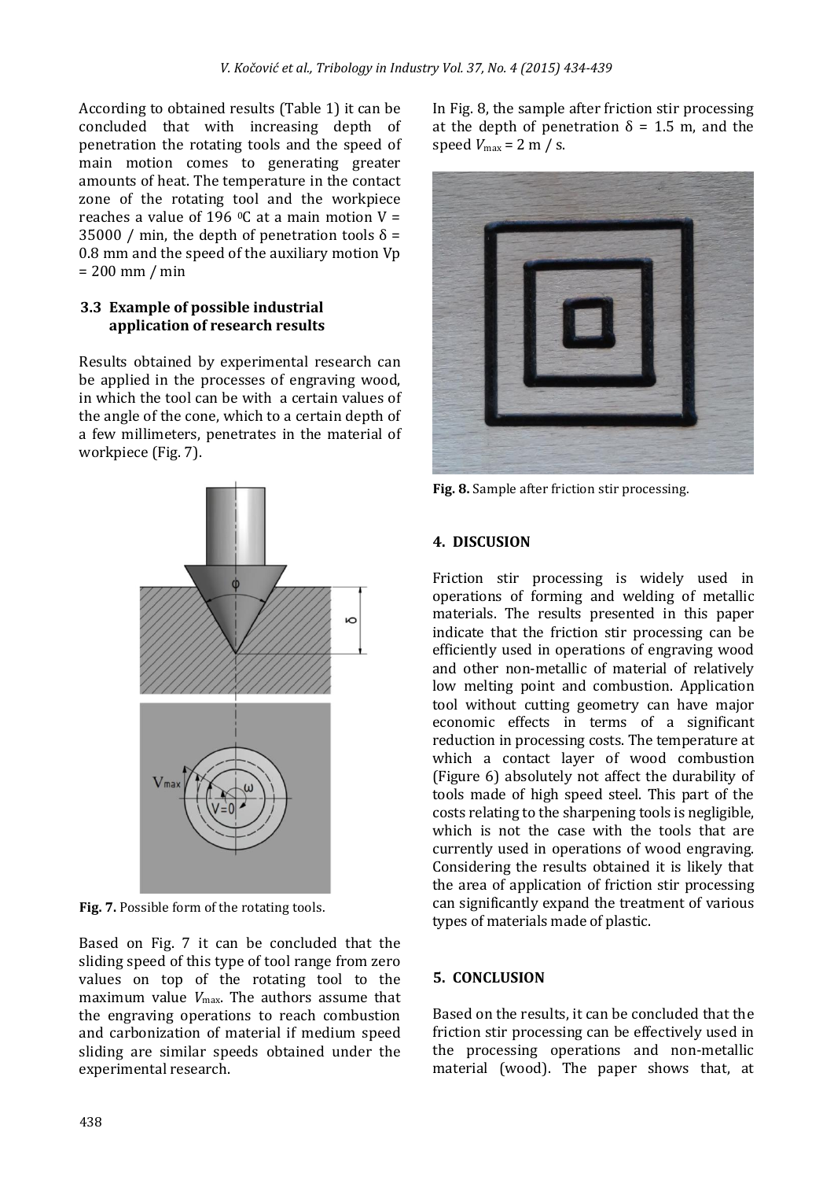According to obtained results (Table 1) it can be concluded that with increasing depth of penetration the rotating tools and the speed of main motion comes to generating greater amounts of heat. The temperature in the contact zone of the rotating tool and the workpiece reaches a value of 196 $^0$C at a main motion V = 35000 / min, the depth of penetration tools $\delta$ = 0.8 mm and the speed of the auxiliary motion Vp = 200 mm / min

### 3.3 Example of possible industrial application of research results

Results obtained by experimental research can be applied in the processes of engraving wood, in which the tool can be with a certain values of the angle of the cone, which to a certain depth of a few millimeters, penetrates in the material of workpiece (Fig. 7).

**Fig. 7.** Possible form of the rotating tools.

Based on Fig. 7 it can be concluded that the sliding speed of this type of tool range from zero values on top of the rotating tool to the maximum value $V_{max}$. The authors assume that the engraving operations to reach combustion and carbonization of material if medium speed sliding are similar speeds obtained under the experimental research.

In Fig. 8, the sample after friction stir processing at the depth of penetration $\delta$ = 1.5 m, and the speed $V_{max}$ = 2 m / s.

**Fig. 8.** Sample after friction stir processing.

## 4. DISCUSION

Friction stir processing is widely used in operations of forming and welding of metallic materials. The results presented in this paper indicate that the friction stir processing can be efficiently used in operations of engraving wood and other non-metallic of material of relatively low melting point and combustion. Application tool without cutting geometry can have major economic effects in terms of a significant reduction in processing costs. The temperature at which a contact layer of wood combustion (Figure 6) absolutely not affect the durability of tools made of high speed steel. This part of the costs relating to the sharpening tools is negligible, which is not the case with the tools that are currently used in operations of wood engraving. Considering the results obtained it is likely that the area of application of friction stir processing can significantly expand the treatment of various types of materials made of plastic.

## 5. CONCLUSION

Based on the results, it can be concluded that the friction stir processing can be effectively used in the processing operations and non-metallic material (wood). The paper shows that, at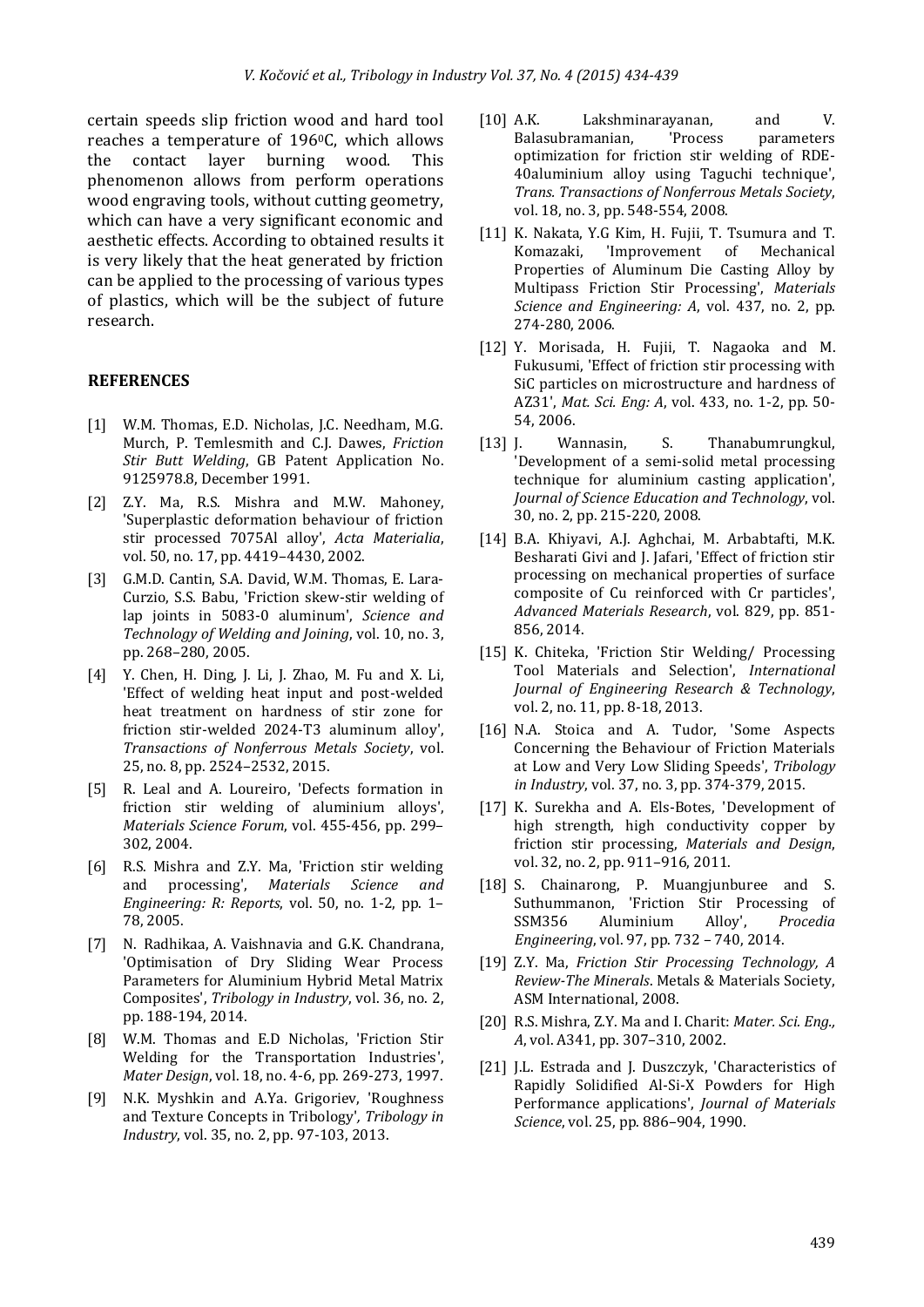certain speeds slip friction wood and hard tool reaches a temperature of 196$^0$C, which allows the contact layer burning wood. This phenomenon allows from perform operations wood engraving tools, without cutting geometry, which can have a very significant economic and aesthetic effects. According to obtained results it is very likely that the heat generated by friction can be applied to the processing of various types of plastics, which will be the subject of future research.

## REFERENCES

[1] W.M. Thomas, E.D. Nicholas, J.C. Needham, M.G. Murch, P. Temlesmith and C.J. Dawes, *Friction Stir Butt Welding*, GB Patent Application No. 9125978.8, December 1991.

[2] Z.Y. Ma, R.S. Mishra and M.W. Mahoney, 'Superplastic deformation behaviour of friction stir processed 7075Al alloy', *Acta Materialia*, vol. 50, no. 17, pp. 4419–4430, 2002.

[3] G.M.D. Cantin, S.A. David, W.M. Thomas, E. Lara-Curzio, S.S. Babu, 'Friction skew-stir welding of lap joints in 5083-0 aluminum', *Science and Technology of Welding and Joining*, vol. 10, no. 3, pp. 268–280, 2005.

[4] Y. Chen, H. Ding, J. Li, J. Zhao, M. Fu and X. Li, 'Effect of welding heat input and post-welded heat treatment on hardness of stir zone for friction stir-welded 2024-T3 aluminum alloy', *Transactions of Nonferrous Metals Society*, vol. 25, no. 8, pp. 2524–2532, 2015.

[5] R. Leal and A. Loureiro, 'Defects formation in friction stir welding of aluminium alloys', *Materials Science Forum*, vol. 455-456, pp. 299–302, 2004.

[6] R.S. Mishra and Z.Y. Ma, 'Friction stir welding and processing', *Materials Science and Engineering: R: Reports*, vol. 50, no. 1-2, pp. 1–78, 2005.

[7] N. Radhikaa, A. Vaishnavia and G.K. Chandrana, 'Optimisation of Dry Sliding Wear Process Parameters for Aluminium Hybrid Metal Matrix Composites', *Tribology in Industry*, vol. 36, no. 2, pp. 188-194, 2014.

[8] W.M. Thomas and E.D Nicholas, 'Friction Stir Welding for the Transportation Industries', *Mater Design*, vol. 18, no. 4-6, pp. 269-273, 1997.

[9] N.K. Myshkin and A.Ya. Grigoriev, 'Roughness and Texture Concepts in Tribology', *Tribology in Industry*, vol. 35, no. 2, pp. 97-103, 2013.

[10] A.K. Lakshminarayanan, and V. Balasubramanian, 'Process parameters optimization for friction stir welding of RDE-40aluminium alloy using Taguchi technique', *Trans. Transactions of Nonferrous Metals Society*, vol. 18, no. 3, pp. 548-554, 2008.

[11] K. Nakata, Y.G Kim, H. Fujii, T. Tsumura and T. Komazaki, 'Improvement of Mechanical Properties of Aluminum Die Casting Alloy by Multipass Friction Stir Processing', *Materials Science and Engineering: A*, vol. 437, no. 2, pp. 274-280, 2006.

[12] Y. Morisada, H. Fujii, T. Nagaoka and M. Fukusumi, 'Effect of friction stir processing with SiC particles on microstructure and hardness of AZ31', *Mat. Sci. Eng: A*, vol. 433, no. 1-2, pp. 50-54, 2006.

[13] J. Wannasin, S. Thanabumrungkul, 'Development of a semi-solid metal processing technique for aluminium casting application', *Journal of Science Education and Technology*, vol. 30, no. 2, pp. 215-220, 2008.

[14] B.A. Khiyavi, A.J. Aghchai, M. Arbabtafti, M.K. Besharati Givi and J. Jafari, 'Effect of friction stir processing on mechanical properties of surface composite of Cu reinforced with Cr particles', *Advanced Materials Research*, vol. 829, pp. 851-856, 2014.

[15] K. Chiteka, 'Friction Stir Welding/ Processing Tool Materials and Selection', *International Journal of Engineering Research & Technology*, vol. 2, no. 11, pp. 8-18, 2013.

[16] N.A. Stoica and A. Tudor, 'Some Aspects Concerning the Behaviour of Friction Materials at Low and Very Low Sliding Speeds', *Tribology in Industry*, vol. 37, no. 3, pp. 374-379, 2015.

[17] K. Surekha and A. Els-Botes, 'Development of high strength, high conductivity copper by friction stir processing, *Materials and Design*, vol. 32, no. 2, pp. 911–916, 2011.

[18] S. Chainarong, P. Muangjunburee and S. Suthummanon, 'Friction Stir Processing of SSM356 Aluminium Alloy', *Procedia Engineering*, vol. 97, pp. 732 – 740, 2014.

[19] Z.Y. Ma, *Friction Stir Processing Technology, A Review-The Minerals*. Metals & Materials Society, ASM International, 2008.

[20] R.S. Mishra, Z.Y. Ma and I. Charit: *Mater. Sci. Eng., A*, vol. A341, pp. 307–310, 2002.

[21] J.L. Estrada and J. Duszczyk, 'Characteristics of Rapidly Solidified Al-Si-X Powders for High Performance applications', *Journal of Materials Science*, vol. 25, pp. 886–904, 1990.